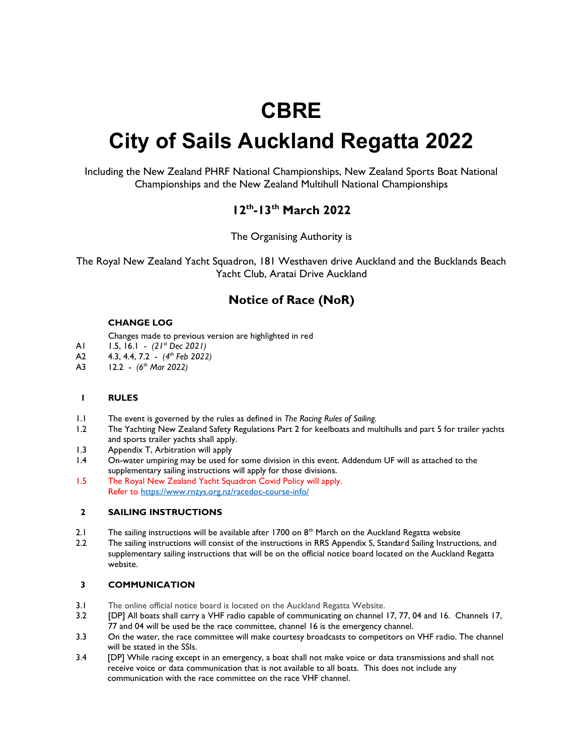# CBRE

# City of Sails Auckland Regatta 2022

Including the New Zealand PHRF National Championships, New Zealand Sports Boat National Championships and the New Zealand Multihull National Championships

## 12th-13th March 2022

The Organising Authority is

The Royal New Zealand Yacht Squadron, 181 Westhaven drive Auckland and the Bucklands Beach Yacht Club, Aratai Drive Auckland

## Notice of Race (NoR)

**CHANGE LOG**

Changes made to previous version are highlighted in red

A1 1.5, 16.1 - *(21st Dec 2021)*
A2 4.3, 4.4, 7.2 - *(4th Feb 2022)*
A3 12.2 - *(6th Mar 2022)*

### 1 RULES

1.1 The event is governed by the rules as defined in *The Racing Rules of Sailing.*

1.2 The Yachting New Zealand Safety Regulations Part 2 for keelboats and multihulls and part 5 for trailer yachts and sports trailer yachts shall apply.

1.3 Appendix T, Arbitration will apply

1.4 On-water umpiring may be used for some division in this event. Addendum UF will as attached to the supplementary sailing instructions will apply for those divisions.

1.5 The Royal New Zealand Yacht Squadron Covid Policy will apply.
Refer to https://www.rnzys.org.nz/racedoc-course-info/

### 2 SAILING INSTRUCTIONS

2.1 The sailing instructions will be available after 1700 on 8th March on the Auckland Regatta website

2.2 The sailing instructions will consist of the instructions in RRS Appendix S, Standard Sailing Instructions, and supplementary sailing instructions that will be on the official notice board located on the Auckland Regatta website.

### 3 COMMUNICATION

3.1 The online official notice board is located on the Auckland Regatta Website.

3.2 [DP] All boats shall carry a VHF radio capable of communicating on channel 17, 77, 04 and 16. Channels 17, 77 and 04 will be used be the race committee, channel 16 is the emergency channel.

3.3 On the water, the race committee will make courtesy broadcasts to competitors on VHF radio. The channel will be stated in the SSIs.

3.4 [DP] While racing except in an emergency, a boat shall not make voice or data transmissions and shall not receive voice or data communication that is not available to all boats. This does not include any communication with the race committee on the race VHF channel.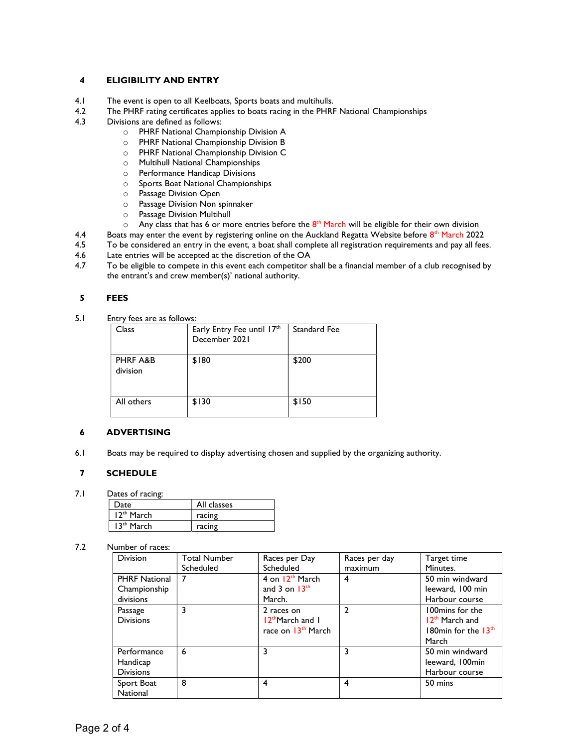## 4 ELIGIBILITY AND ENTRY

4.1 The event is open to all Keelboats, Sports boats and multihulls.

4.2 The PHRF rating certificates applies to boats racing in the PHRF National Championships

4.3 Divisions are defined as follows:

- PHRF National Championship Division A
- PHRF National Championship Division B
- PHRF National Championship Division C
- Multihull National Championships
- Performance Handicap Divisions
- Sports Boat National Championships
- Passage Division Open
- Passage Division Non spinnaker
- Passage Division Multihull
- Any class that has 6 or more entries before the 8th March will be eligible for their own division

4.4 Boats may enter the event by registering online on the Auckland Regatta Website before 8th March 2022

4.5 To be considered an entry in the event, a boat shall complete all registration requirements and pay all fees.

4.6 Late entries will be accepted at the discretion of the OA

4.7 To be eligible to compete in this event each competitor shall be a financial member of a club recognised by the entrant's and crew member(s)' national authority.

## 5 FEES

5.1 Entry fees are as follows:

| Class | Early Entry Fee until 17th December 2021 | Standard Fee |
|---|---|---|
| PHRF A&B division | $180 | $200 |
| All others | $130 | $150 |

## 6 ADVERTISING

6.1 Boats may be required to display advertising chosen and supplied by the organizing authority.

## 7 SCHEDULE

7.1 Dates of racing:

| Date | All classes |
|---|---|
| 12th March | racing |
| 13th March | racing |

7.2 Number of races:

| Division | Total Number Scheduled | Races per Day Scheduled | Races per day maximum | Target time Minutes. |
|---|---|---|---|---|
| PHRF National Championship divisions | 7 | 4 on 12th March and 3 on 13th March. | 4 | 50 min windward leeward, 100 min Harbour course |
| Passage Divisions | 3 | 2 races on 12th March and 1 race on 13th March | 2 | 100mins for the 12th March and 180min for the 13th March |
| Performance Handicap Divisions | 6 | 3 | 3 | 50 min windward leeward, 100min Harbour course |
| Sport Boat National | 8 | 4 | 4 | 50 mins |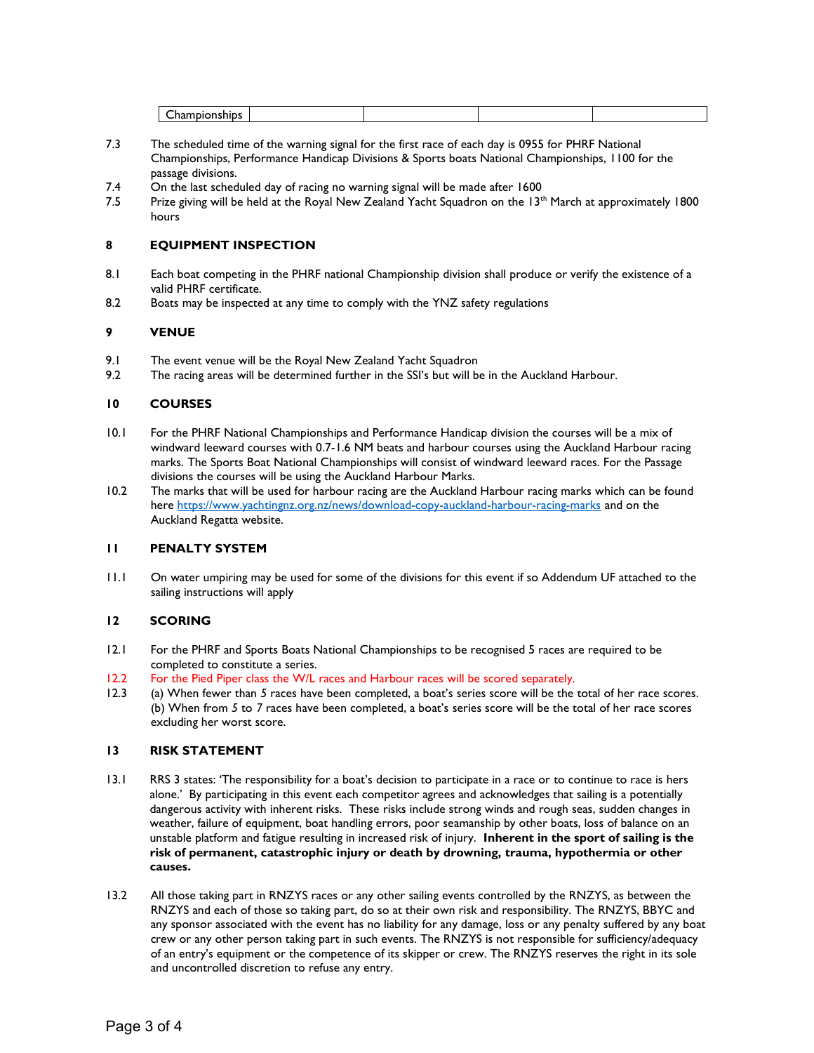| Championships | | | | |
|---|---|---|---|---|

7.3 The scheduled time of the warning signal for the first race of each day is 0955 for PHRF National Championships, Performance Handicap Divisions & Sports boats National Championships, 1100 for the passage divisions.

7.4 On the last scheduled day of racing no warning signal will be made after 1600

7.5 Prize giving will be held at the Royal New Zealand Yacht Squadron on the 13th March at approximately 1800 hours

## 8 EQUIPMENT INSPECTION

8.1 Each boat competing in the PHRF national Championship division shall produce or verify the existence of a valid PHRF certificate.

8.2 Boats may be inspected at any time to comply with the YNZ safety regulations

## 9 VENUE

9.1 The event venue will be the Royal New Zealand Yacht Squadron

9.2 The racing areas will be determined further in the SSI's but will be in the Auckland Harbour.

## 10 COURSES

10.1 For the PHRF National Championships and Performance Handicap division the courses will be a mix of windward leeward courses with 0.7-1.6 NM beats and harbour courses using the Auckland Harbour racing marks. The Sports Boat National Championships will consist of windward leeward races. For the Passage divisions the courses will be using the Auckland Harbour Marks.

10.2 The marks that will be used for harbour racing are the Auckland Harbour racing marks which can be found here https://www.yachtingnz.org.nz/news/download-copy-auckland-harbour-racing-marks and on the Auckland Regatta website.

## 11 PENALTY SYSTEM

11.1 On water umpiring may be used for some of the divisions for this event if so Addendum UF attached to the sailing instructions will apply

## 12 SCORING

12.1 For the PHRF and Sports Boats National Championships to be recognised 5 races are required to be completed to constitute a series.

12.2 For the Pied Piper class the W/L races and Harbour races will be scored separately.

12.3 (a) When fewer than 5 races have been completed, a boat's series score will be the total of her race scores.
(b) When from 5 to 7 races have been completed, a boat's series score will be the total of her race scores excluding her worst score.

## 13 RISK STATEMENT

13.1 RRS 3 states: 'The responsibility for a boat's decision to participate in a race or to continue to race is hers alone.' By participating in this event each competitor agrees and acknowledges that sailing is a potentially dangerous activity with inherent risks. These risks include strong winds and rough seas, sudden changes in weather, failure of equipment, boat handling errors, poor seamanship by other boats, loss of balance on an unstable platform and fatigue resulting in increased risk of injury. **Inherent in the sport of sailing is the risk of permanent, catastrophic injury or death by drowning, trauma, hypothermia or other causes.**

13.2 All those taking part in RNZYS races or any other sailing events controlled by the RNZYS, as between the RNZYS and each of those so taking part, do so at their own risk and responsibility. The RNZYS, BBYC and any sponsor associated with the event has no liability for any damage, loss or any penalty suffered by any boat crew or any other person taking part in such events. The RNZYS is not responsible for sufficiency/adequacy of an entry's equipment or the competence of its skipper or crew. The RNZYS reserves the right in its sole and uncontrolled discretion to refuse any entry.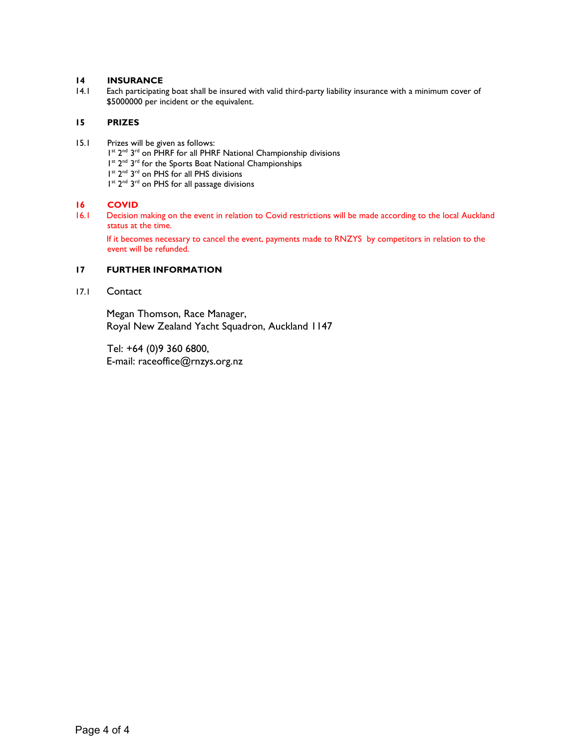## 14 INSURANCE

14.1 Each participating boat shall be insured with valid third-party liability insurance with a minimum cover of $5000000 per incident or the equivalent.

## 15 PRIZES

15.1 Prizes will be given as follows:

1st 2nd 3rd on PHRF for all PHRF National Championship divisions
1st 2nd 3rd for the Sports Boat National Championships
1st 2nd 3rd on PHS for all PHS divisions
1st 2nd 3rd on PHS for all passage divisions

## 16 COVID

16.1 Decision making on the event in relation to Covid restrictions will be made according to the local Auckland status at the time.

If it becomes necessary to cancel the event, payments made to RNZYS by competitors in relation to the event will be refunded.

## 17 FURTHER INFORMATION

17.1 Contact

Megan Thomson, Race Manager,
Royal New Zealand Yacht Squadron, Auckland 1147

Tel: +64 (0)9 360 6800,
E-mail: raceoffice@rnzys.org.nz